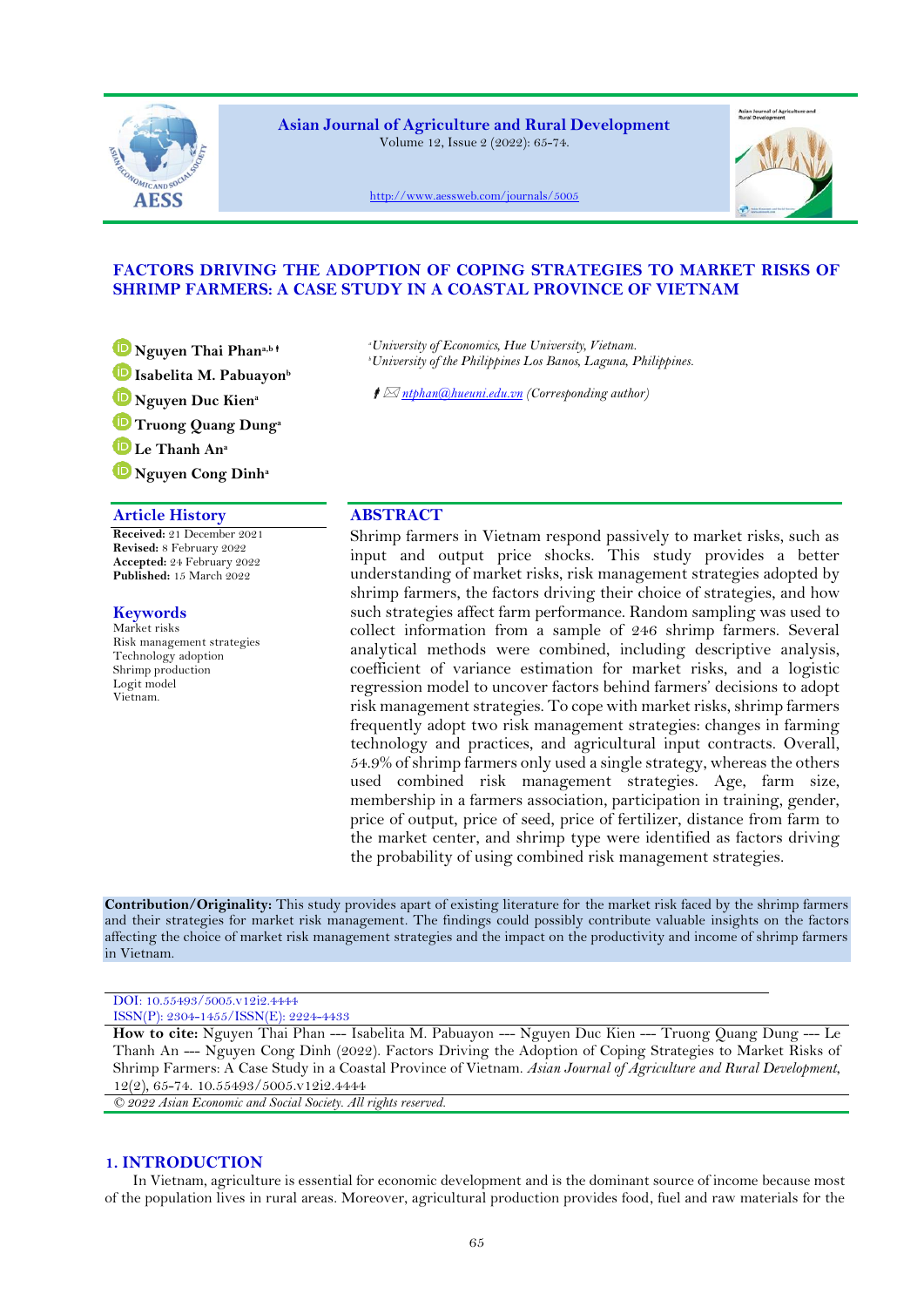# FACTORS DRIVING THE ADOPTION OF COPING STRATEGIES TO MARKET RISKS OF SHRIMP FARMERS: A CASE STUDY IN A COASTAL PROVINCE OF VIETNAM

**Nguyen Thai Phan**[a,b] †
**Isabelita M. Pabuayon**[b]
**Nguyen Duc Kien**[a]
**Truong Quang Dung**[a]
**Le Thanh An**[a]
**Nguyen Cong Dinh**[a]

[a] *University of Economics, Hue University, Vietnam.*
[b] *University of the Philippines Los Banos, Laguna, Philippines.*

† *ntphan@hueuni.edu.vn* (Corresponding author)

## Article History

**Received:** 21 December 2021
**Revised:** 8 February 2022
**Accepted:** 24 February 2022
**Published:** 15 March 2022

## Keywords

Market risks
Risk management strategies
Technology adoption
Shrimp production
Logit model
Vietnam.

## ABSTRACT

Shrimp farmers in Vietnam respond passively to market risks, such as input and output price shocks. This study provides a better understanding of market risks, risk management strategies adopted by shrimp farmers, the factors driving their choice of strategies, and how such strategies affect farm performance. Random sampling was used to collect information from a sample of 246 shrimp farmers. Several analytical methods were combined, including descriptive analysis, coefficient of variance estimation for market risks, and a logistic regression model to uncover factors behind farmers' decisions to adopt risk management strategies. To cope with market risks, shrimp farmers frequently adopt two risk management strategies: changes in farming technology and practices, and agricultural input contracts. Overall, 54.9% of shrimp farmers only used a single strategy, whereas the others used combined risk management strategies. Age, farm size, membership in a farmers association, participation in training, gender, price of output, price of seed, price of fertilizer, distance from farm to the market center, and shrimp type were identified as factors driving the probability of using combined risk management strategies.

**Contribution/Originality:** This study provides apart of existing literature for the market risk faced by the shrimp farmers and their strategies for market risk management. The findings could possibly contribute valuable insights on the factors affecting the choice of market risk management strategies and the impact on the productivity and income of shrimp farmers in Vietnam.

DOI: 10.55493/5005.v12i2.4444
ISSN(P): 2304-1455/ISSN(E): 2224-4433

**How to cite:** Nguyen Thai Phan --- Isabelita M. Pabuayon --- Nguyen Duc Kien --- Truong Quang Dung --- Le Thanh An --- Nguyen Cong Dinh (2022). Factors Driving the Adoption of Coping Strategies to Market Risks of Shrimp Farmers: A Case Study in a Coastal Province of Vietnam. *Asian Journal of Agriculture and Rural Development*, 12(2), 65-74. 10.55493/5005.v12i2.4444

*© 2022 Asian Economic and Social Society. All rights reserved.*

## 1. INTRODUCTION

In Vietnam, agriculture is essential for economic development and is the dominant source of income because most of the population lives in rural areas. Moreover, agricultural production provides food, fuel and raw materials for the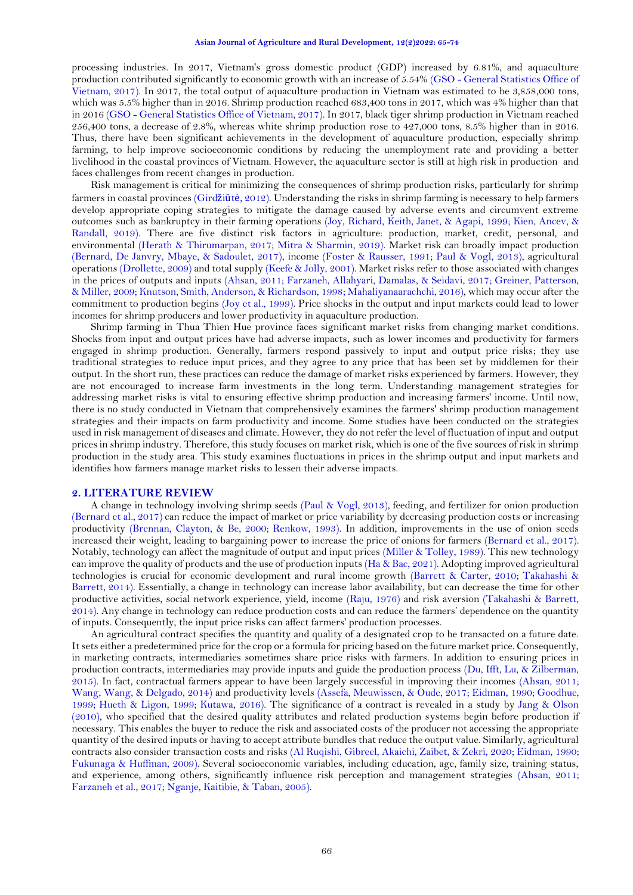processing industries. In 2017, Vietnam's gross domestic product (GDP) increased by 6.81%, and aquaculture production contributed significantly to economic growth with an increase of 5.54% (GSO - General Statistics Office of Vietnam, 2017). In 2017, the total output of aquaculture production in Vietnam was estimated to be 3,858,000 tons, which was 5.5% higher than in 2016. Shrimp production reached 683,400 tons in 2017, which was 4% higher than that in 2016 (GSO - General Statistics Office of Vietnam, 2017). In 2017, black tiger shrimp production in Vietnam reached 256,400 tons, a decrease of 2.8%, whereas white shrimp production rose to 427,000 tons, 8.5% higher than in 2016. Thus, there have been significant achievements in the development of aquaculture production, especially shrimp farming, to help improve socioeconomic conditions by reducing the unemployment rate and providing a better livelihood in the coastal provinces of Vietnam. However, the aquaculture sector is still at high risk in production and faces challenges from recent changes in production.

Risk management is critical for minimizing the consequences of shrimp production risks, particularly for shrimp farmers in coastal provinces (Girdžiūtė, 2012). Understanding the risks in shrimp farming is necessary to help farmers develop appropriate coping strategies to mitigate the damage caused by adverse events and circumvent extreme outcomes such as bankruptcy in their farming operations (Joy, Richard, Keith, Janet, & Agapi, 1999; Kien, Ancev, & Randall, 2019). There are five distinct risk factors in agriculture: production, market, credit, personal, and environmental (Herath & Thirumarpan, 2017; Mitra & Sharmin, 2019). Market risk can broadly impact production (Bernard, De Janvry, Mbaye, & Sadoulet, 2017), income (Foster & Rausser, 1991; Paul & Vogl, 2013), agricultural operations (Drollette, 2009) and total supply (Keefe & Jolly, 2001). Market risks refer to those associated with changes in the prices of outputs and inputs (Ahsan, 2011; Farzaneh, Allahyari, Damalas, & Seidavi, 2017; Greiner, Patterson, & Miller, 2009; Knutson, Smith, Anderson, & Richardson, 1998; Mahaliyanaarachchi, 2016), which may occur after the commitment to production begins (Joy et al., 1999). Price shocks in the output and input markets could lead to lower incomes for shrimp producers and lower productivity in aquaculture production.

Shrimp farming in Thua Thien Hue province faces significant market risks from changing market conditions. Shocks from input and output prices have had adverse impacts, such as lower incomes and productivity for farmers engaged in shrimp production. Generally, farmers respond passively to input and output price risks; they use traditional strategies to reduce input prices, and they agree to any price that has been set by middlemen for their output. In the short run, these practices can reduce the damage of market risks experienced by farmers. However, they are not encouraged to increase farm investments in the long term. Understanding management strategies for addressing market risks is vital to ensuring effective shrimp production and increasing farmers' income. Until now, there is no study conducted in Vietnam that comprehensively examines the farmers' shrimp production management strategies and their impacts on farm productivity and income. Some studies have been conducted on the strategies used in risk management of diseases and climate. However, they do not refer the level of fluctuation of input and output prices in shrimp industry. Therefore, this study focuses on market risk, which is one of the five sources of risk in shrimp production in the study area. This study examines fluctuations in prices in the shrimp output and input markets and identifies how farmers manage market risks to lessen their adverse impacts.

## 2. LITERATURE REVIEW

A change in technology involving shrimp seeds (Paul & Vogl, 2013), feeding, and fertilizer for onion production (Bernard et al., 2017) can reduce the impact of market or price variability by decreasing production costs or increasing productivity (Brennan, Clayton, & Be, 2000; Renkow, 1993). In addition, improvements in the use of onion seeds increased their weight, leading to bargaining power to increase the price of onions for farmers (Bernard et al., 2017). Notably, technology can affect the magnitude of output and input prices (Miller & Tolley, 1989). This new technology can improve the quality of products and the use of production inputs (Ha & Bac, 2021). Adopting improved agricultural technologies is crucial for economic development and rural income growth (Barrett & Carter, 2010; Takahashi & Barrett, 2014). Essentially, a change in technology can increase labor availability, but can decrease the time for other productive activities, social network experience, yield, income (Raju, 1976) and risk aversion (Takahashi & Barrett, 2014). Any change in technology can reduce production costs and can reduce the farmers' dependence on the quantity of inputs. Consequently, the input price risks can affect farmers' production processes.

An agricultural contract specifies the quantity and quality of a designated crop to be transacted on a future date. It sets either a predetermined price for the crop or a formula for pricing based on the future market price. Consequently, in marketing contracts, intermediaries sometimes share price risks with farmers. In addition to ensuring prices in production contracts, intermediaries may provide inputs and guide the production process (Du, Ifft, Lu, & Zilberman, 2015). In fact, contractual farmers appear to have been largely successful in improving their incomes (Ahsan, 2011; Wang, Wang, & Delgado, 2014) and productivity levels (Assefa, Meuwissen, & Oude, 2017; Eidman, 1990; Goodhue, 1999; Hueth & Ligon, 1999; Kutawa, 2016). The significance of a contract is revealed in a study by Jang & Olson (2010), who specified that the desired quality attributes and related production systems begin before production if necessary. This enables the buyer to reduce the risk and associated costs of the producer not accessing the appropriate quantity of the desired inputs or having to accept attribute bundles that reduce the output value. Similarly, agricultural contracts also consider transaction costs and risks (Al Ruqishi, Gibreel, Akaichi, Zaibet, & Zekri, 2020; Eidman, 1990; Fukunaga & Huffman, 2009). Several socioeconomic variables, including education, age, family size, training status, and experience, among others, significantly influence risk perception and management strategies (Ahsan, 2011; Farzaneh et al., 2017; Nganje, Kaitibie, & Taban, 2005).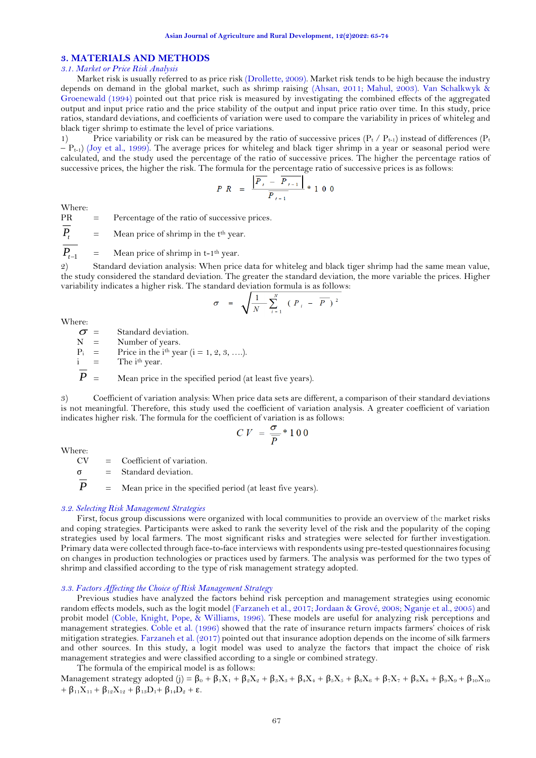## 3. MATERIALS AND METHODS

### 3.1. Market or Price Risk Analysis

Market risk is usually referred to as price risk (Drollette, 2009). Market risk tends to be high because the industry depends on demand in the global market, such as shrimp raising (Ahsan, 2011; Mahul, 2003). Van Schalkwyk & Groenewald (1994) pointed out that price risk is measured by investigating the combined effects of the aggregated output and input price ratio and the price stability of the output and input price ratio over time. In this study, price ratios, standard deviations, and coefficients of variation were used to compare the variability in prices of whiteleg and black tiger shrimp to estimate the level of price variations.

1) Price variability or risk can be measured by the ratio of successive prices ($P_t$ / $P_{t-1}$) instead of differences ($P_t$ – $P_{t-1}$) (Joy et al., 1999). The average prices for whiteleg and black tiger shrimp in a year or seasonal period were calculated, and the study used the percentage of the ratio of successive prices. The higher the percentage ratios of successive prices, the higher the risk. The formula for the percentage ratio of successive prices is as follows:

$$PR = \frac{\left|\overline{P_t} - \overline{P_{t-1}}\right|}{\overline{P_{t-1}}} * 100$$

Where:

| | | |
|---|---|---|
| PR | = | Percentage of the ratio of successive prices. |
| $\overline{P_t}$ | = | Mean price of shrimp in the t[th] year. |
| $\overline{P_{t-1}}$ | = | Mean price of shrimp in t-1[th] year. |

2) Standard deviation analysis: When price data for whiteleg and black tiger shrimp had the same mean value, the study considered the standard deviation. The greater the standard deviation, the more variable the prices. Higher variability indicates a higher risk. The standard deviation formula is as follows:

$$\sigma = \sqrt{\frac{1}{N}\sum_{i=1}^{N}(P_i - \overline{P})^2}$$

Where:

| | | |
|---|---|---|
| $\sigma$ | = | Standard deviation. |
| N | = | Number of years. |
| $P_i$ | = | Price in the i[th] year (i = 1, 2, 3, ….). |
| i | = | The i[th] year. |
| $\overline{P}$ | = | Mean price in the specified period (at least five years). |

3) Coefficient of variation analysis: When price data sets are different, a comparison of their standard deviations is not meaningful. Therefore, this study used the coefficient of variation analysis. A greater coefficient of variation indicates higher risk. The formula for the coefficient of variation is as follows:

$$CV = \frac{\sigma}{\overline{P}} * 100$$

Where:

| | | |
|---|---|---|
| CV | = | Coefficient of variation. |
| $\sigma$ | = | Standard deviation. |
| $\overline{P}$ | = | Mean price in the specified period (at least five years). |

### 3.2. Selecting Risk Management Strategies

First, focus group discussions were organized with local communities to provide an overview of the market risks and coping strategies. Participants were asked to rank the severity level of the risk and the popularity of the coping strategies used by local farmers. The most significant risks and strategies were selected for further investigation. Primary data were collected through face-to-face interviews with respondents using pre-tested questionnaires focusing on changes in production technologies or practices used by farmers. The analysis was performed for the two types of shrimp and classified according to the type of risk management strategy adopted.

### 3.3. Factors Affecting the Choice of Risk Management Strategy

Previous studies have analyzed the factors behind risk perception and management strategies using economic random effects models, such as the logit model (Farzaneh et al., 2017; Jordaan & Grové, 2008; Nganje et al., 2005) and probit model (Coble, Knight, Pope, & Williams, 1996). These models are useful for analyzing risk perceptions and management strategies. Coble et al. (1996) showed that the rate of insurance return impacts farmers' choices of risk mitigation strategies. Farzaneh et al. (2017) pointed out that insurance adoption depends on the income of silk farmers and other sources. In this study, a logit model was used to analyze the factors that impact the choice of risk management strategies and were classified according to a single or combined strategy.

The formula of the empirical model is as follows:

Management strategy adopted (j) = $\beta_0 + \beta_1X_1 + \beta_2X_2 + \beta_3X_3 + \beta_4X_4 + \beta_5X_5 + \beta_6X_6 + \beta_7X_7 + \beta_8X_8 + \beta_9X_9 + \beta_{10}X_{10} + \beta_{11}X_{11} + \beta_{12}X_{12} + \beta_{13}D_1 + \beta_{14}D_2 + \varepsilon$.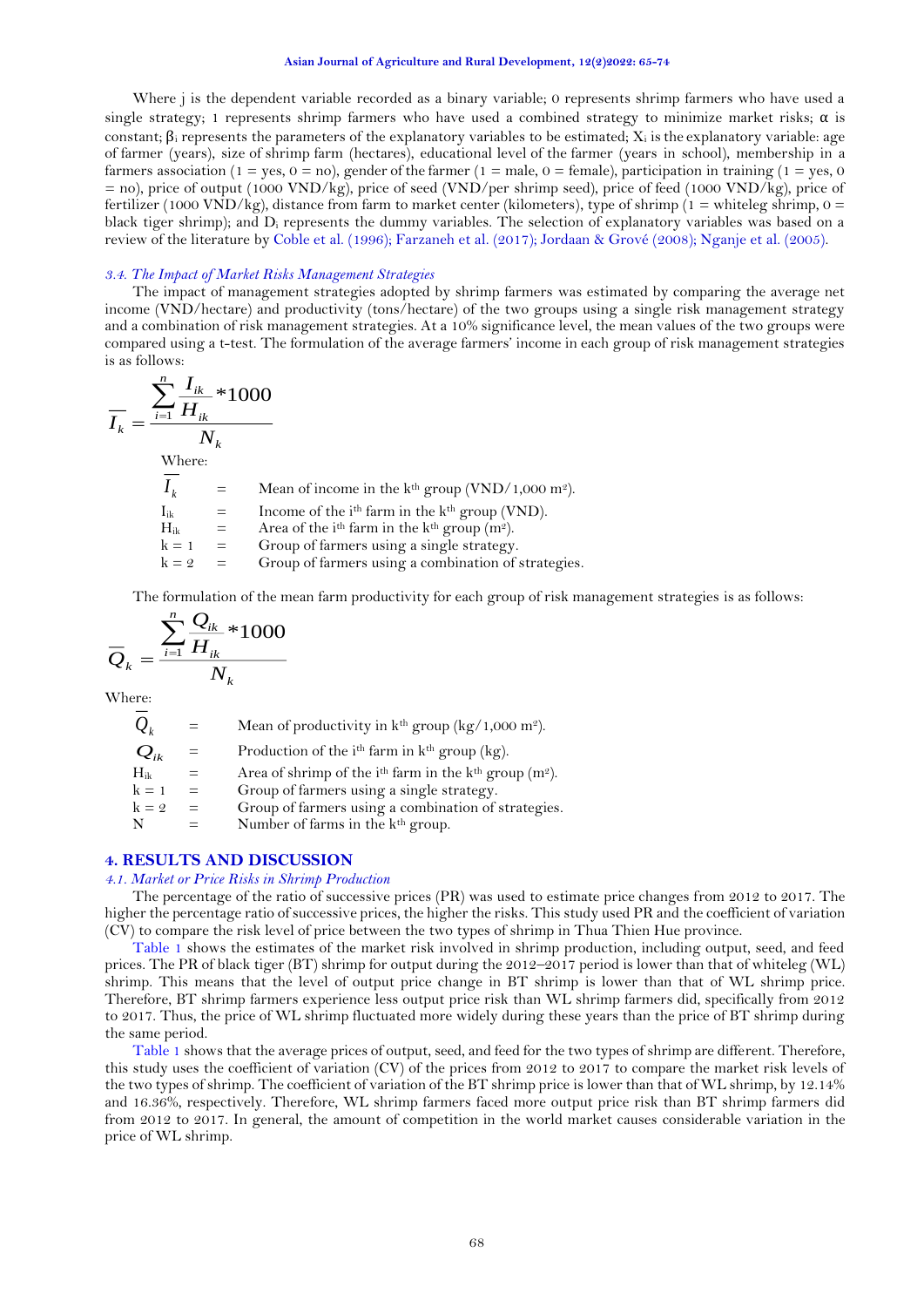Where j is the dependent variable recorded as a binary variable; 0 represents shrimp farmers who have used a single strategy; 1 represents shrimp farmers who have used a combined strategy to minimize market risks; $\alpha$ is constant; $\beta_i$ represents the parameters of the explanatory variables to be estimated; $X_i$ is the explanatory variable: age of farmer (years), size of shrimp farm (hectares), educational level of the farmer (years in school), membership in a farmers association (1 = yes, 0 = no), gender of the farmer (1 = male, 0 = female), participation in training (1 = yes, 0 = no), price of output (1000 VND/kg), price of seed (VND/per shrimp seed), price of feed (1000 VND/kg), price of fertilizer (1000 VND/kg), distance from farm to market center (kilometers), type of shrimp (1 = whiteleg shrimp, 0 = black tiger shrimp); and $D_i$ represents the dummy variables. The selection of explanatory variables was based on a review of the literature by Coble et al. (1996); Farzaneh et al. (2017); Jordaan & Grové (2008); Nganje et al. (2005).

### *3.4. The Impact of Market Risks Management Strategies*

The impact of management strategies adopted by shrimp farmers was estimated by comparing the average net income (VND/hectare) and productivity (tons/hectare) of the two groups using a single risk management strategy and a combination of risk management strategies. At a 10% significance level, the mean values of the two groups were compared using a t-test. The formulation of the average farmers' income in each group of risk management strategies is as follows:

$$\overline{I_k} = \frac{\sum_{i=1}^{n} \frac{I_{ik}}{H_{ik}} * 1000}{N_k}$$

Where:

$\overline{I_k}$ = Mean of income in the $k^{th}$ group (VND/1,000 $m^2$).

$I_{ik}$ = Income of the $i^{th}$ farm in the $k^{th}$ group (VND).

$H_{ik}$ = Area of the $i^{th}$ farm in the $k^{th}$ group ($m^2$).

k = 1 = Group of farmers using a single strategy.

k = 2 = Group of farmers using a combination of strategies.

The formulation of the mean farm productivity for each group of risk management strategies is as follows:

$$\overline{Q_k} = \frac{\sum_{i=1}^{n} \frac{Q_{ik}}{H_{ik}} * 1000}{N_k}$$

Where:

$\overline{Q_k}$ = Mean of productivity in $k^{th}$ group (kg/1,000 $m^2$).

$Q_{ik}$ = Production of the $i^{th}$ farm in $k^{th}$ group (kg).

$H_{ik}$ = Area of shrimp of the $i^{th}$ farm in the $k^{th}$ group ($m^2$).

k = 1 = Group of farmers using a single strategy.

k = 2 = Group of farmers using a combination of strategies.

N = Number of farms in the $k^{th}$ group.

## 4. RESULTS AND DISCUSSION

### *4.1. Market or Price Risks in Shrimp Production*

The percentage of the ratio of successive prices (PR) was used to estimate price changes from 2012 to 2017. The higher the percentage ratio of successive prices, the higher the risks. This study used PR and the coefficient of variation (CV) to compare the risk level of price between the two types of shrimp in Thua Thien Hue province.

Table 1 shows the estimates of the market risk involved in shrimp production, including output, seed, and feed prices. The PR of black tiger (BT) shrimp for output during the 2012–2017 period is lower than that of whiteleg (WL) shrimp. This means that the level of output price change in BT shrimp is lower than WL shrimp price. Therefore, BT shrimp farmers experience less output price risk than WL shrimp farmers did, specifically from 2012 to 2017. Thus, the price of WL shrimp fluctuated more widely during these years than the price of BT shrimp during the same period.

Table 1 shows that the average prices of output, seed, and feed for the two types of shrimp are different. Therefore, this study uses the coefficient of variation (CV) of the prices from 2012 to 2017 to compare the market risk levels of the two types of shrimp. The coefficient of variation of the BT shrimp price is lower than that of WL shrimp, by 12.14% and 16.36%, respectively. Therefore, WL shrimp farmers faced more output price risk than BT shrimp farmers did from 2012 to 2017. In general, the amount of competition in the world market causes considerable variation in the price of WL shrimp.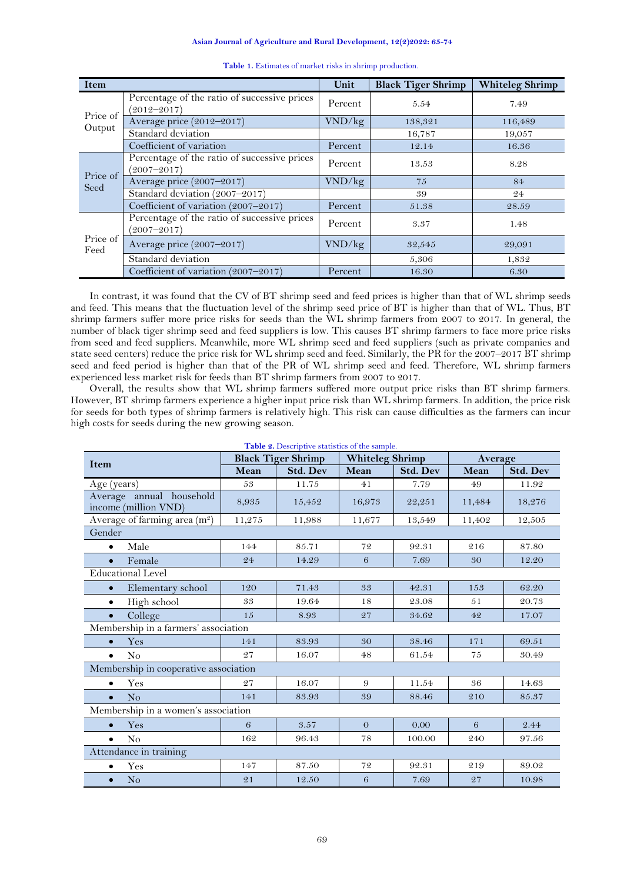**Table 1.** Estimates of market risks in shrimp production.

| Item | | Unit | Black Tiger Shrimp | Whiteleg Shrimp |
|---|---|---|---|---|
| Price of Output | Percentage of the ratio of successive prices (2012–2017) | Percent | 5.54 | 7.49 |
| | Average price (2012–2017) | VND/kg | 138,321 | 116,489 |
| | Standard deviation | | 16,787 | 19,057 |
| | Coefficient of variation | Percent | 12.14 | 16.36 |
| Price of Seed | Percentage of the ratio of successive prices (2007–2017) | Percent | 13.53 | 8.28 |
| | Average price (2007–2017) | VND/kg | 75 | 84 |
| | Standard deviation (2007–2017) | | 39 | 24 |
| | Coefficient of variation (2007–2017) | Percent | 51.38 | 28.59 |
| Price of Feed | Percentage of the ratio of successive prices (2007–2017) | Percent | 3.37 | 1.48 |
| | Average price (2007–2017) | VND/kg | 32,545 | 29,091 |
| | Standard deviation | | 5,306 | 1,832 |
| | Coefficient of variation (2007–2017) | Percent | 16.30 | 6.30 |

In contrast, it was found that the CV of BT shrimp seed and feed prices is higher than that of WL shrimp seeds and feed. This means that the fluctuation level of the shrimp seed price of BT is higher than that of WL. Thus, BT shrimp farmers suffer more price risks for seeds than the WL shrimp farmers from 2007 to 2017. In general, the number of black tiger shrimp seed and feed suppliers is low. This causes BT shrimp farmers to face more price risks from seed and feed suppliers. Meanwhile, more WL shrimp seed and feed suppliers (such as private companies and state seed centers) reduce the price risk for WL shrimp seed and feed. Similarly, the PR for the 2007–2017 BT shrimp seed and feed period is higher than that of the PR of WL shrimp seed and feed. Therefore, WL shrimp farmers experienced less market risk for feeds than BT shrimp farmers from 2007 to 2017.

Overall, the results show that WL shrimp farmers suffered more output price risks than BT shrimp farmers. However, BT shrimp farmers experience a higher input price risk than WL shrimp farmers. In addition, the price risk for seeds for both types of shrimp farmers is relatively high. This risk can cause difficulties as the farmers can incur high costs for seeds during the new growing season.

**Table 2.** Descriptive statistics of the sample.

| Item | Black Tiger Shrimp | | Whiteleg Shrimp | | Average | |
|---|---|---|---|---|---|---|
| | Mean | Std. Dev | Mean | Std. Dev | Mean | Std. Dev |
| Age (years) | 53 | 11.75 | 41 | 7.79 | 49 | 11.92 |
| Average annual household income (million VND) | 8,935 | 15,452 | 16,973 | 22,251 | 11,484 | 18,276 |
| Average of farming area ($m^2$) | 11,275 | 11,988 | 11,677 | 13,549 | 11,402 | 12,505 |
| Gender | | | | | | |
| • Male | 144 | 85.71 | 72 | 92.31 | 216 | 87.80 |
| • Female | 24 | 14.29 | 6 | 7.69 | 30 | 12.20 |
| Educational Level | | | | | | |
| • Elementary school | 120 | 71.43 | 33 | 42.31 | 153 | 62.20 |
| • High school | 33 | 19.64 | 18 | 23.08 | 51 | 20.73 |
| • College | 15 | 8.93 | 27 | 34.62 | 42 | 17.07 |
| Membership in a farmers' association | | | | | | |
| • Yes | 141 | 83.93 | 30 | 38.46 | 171 | 69.51 |
| • No | 27 | 16.07 | 48 | 61.54 | 75 | 30.49 |
| Membership in cooperative association | | | | | | |
| • Yes | 27 | 16.07 | 9 | 11.54 | 36 | 14.63 |
| • No | 141 | 83.93 | 39 | 88.46 | 210 | 85.37 |
| Membership in a women's association | | | | | | |
| • Yes | 6 | 3.57 | 0 | 0.00 | 6 | 2.44 |
| • No | 162 | 96.43 | 78 | 100.00 | 240 | 97.56 |
| Attendance in training | | | | | | |
| • Yes | 147 | 87.50 | 72 | 92.31 | 219 | 89.02 |
| • No | 21 | 12.50 | 6 | 7.69 | 27 | 10.98 |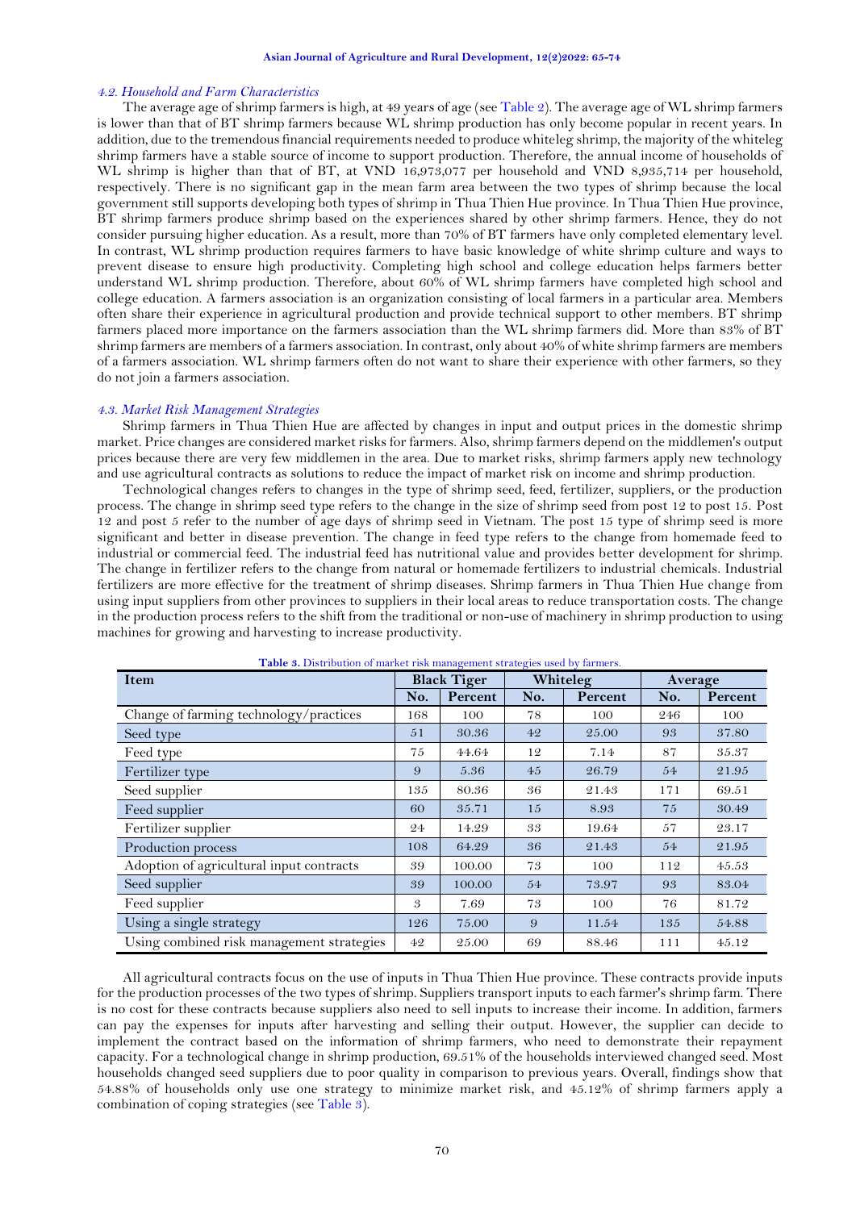### *4.2. Household and Farm Characteristics*

The average age of shrimp farmers is high, at 49 years of age (see Table 2). The average age of WL shrimp farmers is lower than that of BT shrimp farmers because WL shrimp production has only become popular in recent years. In addition, due to the tremendous financial requirements needed to produce whiteleg shrimp, the majority of the whiteleg shrimp farmers have a stable source of income to support production. Therefore, the annual income of households of WL shrimp is higher than that of BT, at VND 16,973,077 per household and VND 8,935,714 per household, respectively. There is no significant gap in the mean farm area between the two types of shrimp because the local government still supports developing both types of shrimp in Thua Thien Hue province. In Thua Thien Hue province, BT shrimp farmers produce shrimp based on the experiences shared by other shrimp farmers. Hence, they do not consider pursuing higher education. As a result, more than 70% of BT farmers have only completed elementary level. In contrast, WL shrimp production requires farmers to have basic knowledge of white shrimp culture and ways to prevent disease to ensure high productivity. Completing high school and college education helps farmers better understand WL shrimp production. Therefore, about 60% of WL shrimp farmers have completed high school and college education. A farmers association is an organization consisting of local farmers in a particular area. Members often share their experience in agricultural production and provide technical support to other members. BT shrimp farmers placed more importance on the farmers association than the WL shrimp farmers did. More than 83% of BT shrimp farmers are members of a farmers association. In contrast, only about 40% of white shrimp farmers are members of a farmers association. WL shrimp farmers often do not want to share their experience with other farmers, so they do not join a farmers association.

### *4.3. Market Risk Management Strategies*

Shrimp farmers in Thua Thien Hue are affected by changes in input and output prices in the domestic shrimp market. Price changes are considered market risks for farmers. Also, shrimp farmers depend on the middlemen's output prices because there are very few middlemen in the area. Due to market risks, shrimp farmers apply new technology and use agricultural contracts as solutions to reduce the impact of market risk on income and shrimp production.

Technological changes refers to changes in the type of shrimp seed, feed, fertilizer, suppliers, or the production process. The change in shrimp seed type refers to the change in the size of shrimp seed from post 12 to post 15. Post 12 and post 5 refer to the number of age days of shrimp seed in Vietnam. The post 15 type of shrimp seed is more significant and better in disease prevention. The change in feed type refers to the change from homemade feed to industrial or commercial feed. The industrial feed has nutritional value and provides better development for shrimp. The change in fertilizer refers to the change from natural or homemade fertilizers to industrial chemicals. Industrial fertilizers are more effective for the treatment of shrimp diseases. Shrimp farmers in Thua Thien Hue change from using input suppliers from other provinces to suppliers in their local areas to reduce transportation costs. The change in the production process refers to the shift from the traditional or non-use of machinery in shrimp production to using machines for growing and harvesting to increase productivity.

**Table 3.** Distribution of market risk management strategies used by farmers.

| Item | Black Tiger | | Whiteleg | | Average | |
|---|---|---|---|---|---|---|
| | No. | Percent | No. | Percent | No. | Percent |
| Change of farming technology/practices | 168 | 100 | 78 | 100 | 246 | 100 |
| Seed type | 51 | 30.36 | 42 | 25.00 | 93 | 37.80 |
| Feed type | 75 | 44.64 | 12 | 7.14 | 87 | 35.37 |
| Fertilizer type | 9 | 5.36 | 45 | 26.79 | 54 | 21.95 |
| Seed supplier | 135 | 80.36 | 36 | 21.43 | 171 | 69.51 |
| Feed supplier | 60 | 35.71 | 15 | 8.93 | 75 | 30.49 |
| Fertilizer supplier | 24 | 14.29 | 33 | 19.64 | 57 | 23.17 |
| Production process | 108 | 64.29 | 36 | 21.43 | 54 | 21.95 |
| Adoption of agricultural input contracts | 39 | 100.00 | 73 | 100 | 112 | 45.53 |
| Seed supplier | 39 | 100.00 | 54 | 73.97 | 93 | 83.04 |
| Feed supplier | 3 | 7.69 | 73 | 100 | 76 | 81.72 |
| Using a single strategy | 126 | 75.00 | 9 | 11.54 | 135 | 54.88 |
| Using combined risk management strategies | 42 | 25.00 | 69 | 88.46 | 111 | 45.12 |

All agricultural contracts focus on the use of inputs in Thua Thien Hue province. These contracts provide inputs for the production processes of the two types of shrimp. Suppliers transport inputs to each farmer's shrimp farm. There is no cost for these contracts because suppliers also need to sell inputs to increase their income. In addition, farmers can pay the expenses for inputs after harvesting and selling their output. However, the supplier can decide to implement the contract based on the information of shrimp farmers, who need to demonstrate their repayment capacity. For a technological change in shrimp production, 69.51% of the households interviewed changed seed. Most households changed seed suppliers due to poor quality in comparison to previous years. Overall, findings show that 54.88% of households only use one strategy to minimize market risk, and 45.12% of shrimp farmers apply a combination of coping strategies (see Table 3).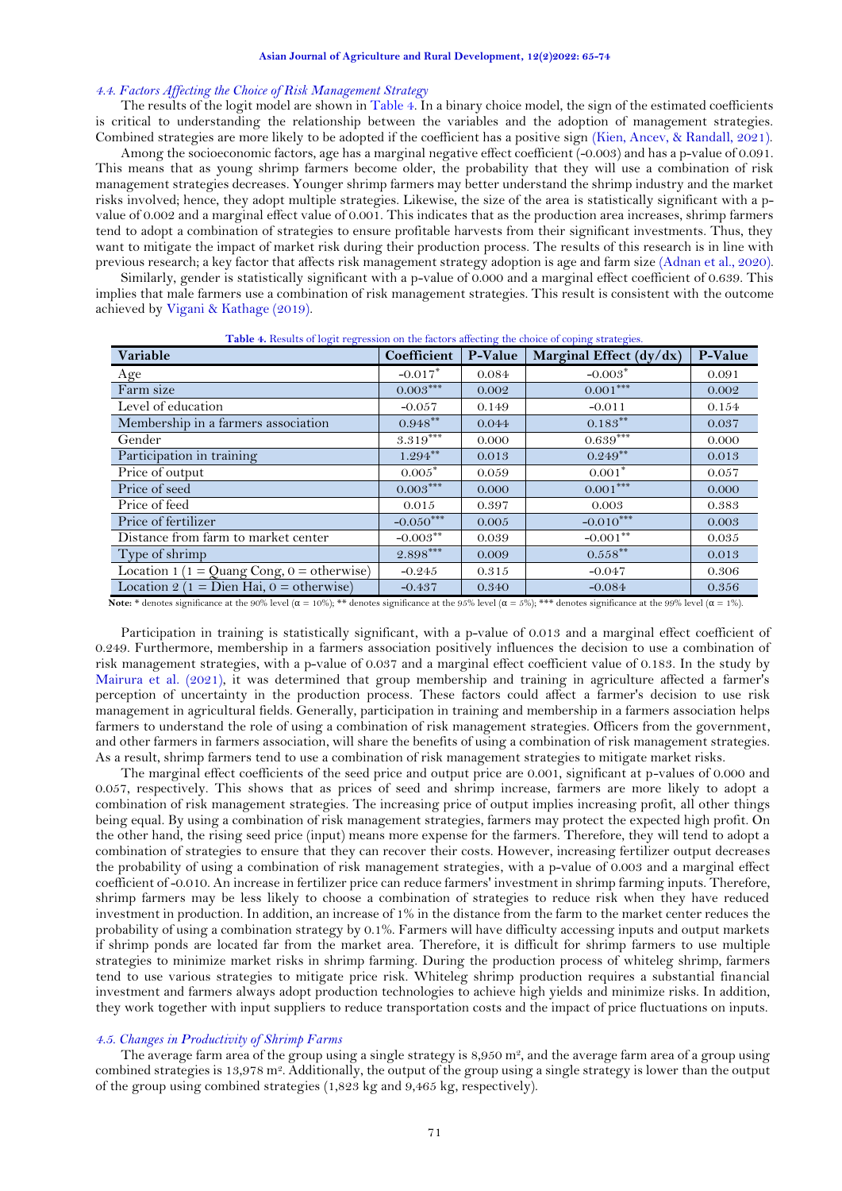### *4.4. Factors Affecting the Choice of Risk Management Strategy*

The results of the logit model are shown in Table 4. In a binary choice model, the sign of the estimated coefficients is critical to understanding the relationship between the variables and the adoption of management strategies. Combined strategies are more likely to be adopted if the coefficient has a positive sign (Kien, Ancev, & Randall, 2021).

Among the socioeconomic factors, age has a marginal negative effect coefficient (-0.003) and has a p-value of 0.091. This means that as young shrimp farmers become older, the probability that they will use a combination of risk management strategies decreases. Younger shrimp farmers may better understand the shrimp industry and the market risks involved; hence, they adopt multiple strategies. Likewise, the size of the area is statistically significant with a p-value of 0.002 and a marginal effect value of 0.001. This indicates that as the production area increases, shrimp farmers tend to adopt a combination of strategies to ensure profitable harvests from their significant investments. Thus, they want to mitigate the impact of market risk during their production process. The results of this research is in line with previous research; a key factor that affects risk management strategy adoption is age and farm size (Adnan et al., 2020).

Similarly, gender is statistically significant with a p-value of 0.000 and a marginal effect coefficient of 0.639. This implies that male farmers use a combination of risk management strategies. This result is consistent with the outcome achieved by Vigani & Kathage (2019).

**Table 4.** Results of logit regression on the factors affecting the choice of coping strategies.

| Variable | Coefficient | P-Value | Marginal Effect (dy/dx) | P-Value |
|---|---|---|---|---|
| Age | -0.017* | 0.084 | -0.003* | 0.091 |
| Farm size | 0.003*** | 0.002 | 0.001*** | 0.002 |
| Level of education | -0.057 | 0.149 | -0.011 | 0.154 |
| Membership in a farmers association | 0.948** | 0.044 | 0.183** | 0.037 |
| Gender | 3.319*** | 0.000 | 0.639*** | 0.000 |
| Participation in training | 1.294** | 0.013 | 0.249** | 0.013 |
| Price of output | 0.005* | 0.059 | 0.001* | 0.057 |
| Price of seed | 0.003*** | 0.000 | 0.001*** | 0.000 |
| Price of feed | 0.015 | 0.397 | 0.003 | 0.383 |
| Price of fertilizer | -0.050*** | 0.005 | -0.010*** | 0.003 |
| Distance from farm to market center | -0.003** | 0.039 | -0.001** | 0.035 |
| Type of shrimp | 2.898*** | 0.009 | 0.558** | 0.013 |
| Location 1 (1 = Quang Cong, 0 = otherwise) | -0.245 | 0.315 | -0.047 | 0.306 |
| Location 2 (1 = Dien Hai, 0 = otherwise) | -0.437 | 0.340 | -0.084 | 0.356 |

**Note:** * denotes significance at the 90% level ($\alpha$ = 10%); ** denotes significance at the 95% level ($\alpha$ = 5%); *** denotes significance at the 99% level ($\alpha$ = 1%).

Participation in training is statistically significant, with a p-value of 0.013 and a marginal effect coefficient of 0.249. Furthermore, membership in a farmers association positively influences the decision to use a combination of risk management strategies, with a p-value of 0.037 and a marginal effect coefficient value of 0.183. In the study by Mairura et al. (2021), it was determined that group membership and training in agriculture affected a farmer's perception of uncertainty in the production process. These factors could affect a farmer's decision to use risk management in agricultural fields. Generally, participation in training and membership in a farmers association helps farmers to understand the role of using a combination of risk management strategies. Officers from the government, and other farmers in farmers association, will share the benefits of using a combination of risk management strategies. As a result, shrimp farmers tend to use a combination of risk management strategies to mitigate market risks.

The marginal effect coefficients of the seed price and output price are 0.001, significant at p-values of 0.000 and 0.057, respectively. This shows that as prices of seed and shrimp increase, farmers are more likely to adopt a combination of risk management strategies. The increasing price of output implies increasing profit, all other things being equal. By using a combination of risk management strategies, farmers may protect the expected high profit. On the other hand, the rising seed price (input) means more expense for the farmers. Therefore, they will tend to adopt a combination of strategies to ensure that they can recover their costs. However, increasing fertilizer output decreases the probability of using a combination of risk management strategies, with a p-value of 0.003 and a marginal effect coefficient of -0.010. An increase in fertilizer price can reduce farmers' investment in shrimp farming inputs. Therefore, shrimp farmers may be less likely to choose a combination of strategies to reduce risk when they have reduced investment in production. In addition, an increase of 1% in the distance from the farm to the market center reduces the probability of using a combination strategy by 0.1%. Farmers will have difficulty accessing inputs and output markets if shrimp ponds are located far from the market area. Therefore, it is difficult for shrimp farmers to use multiple strategies to minimize market risks in shrimp farming. During the production process of whiteleg shrimp, farmers tend to use various strategies to mitigate price risk. Whiteleg shrimp production requires a substantial financial investment and farmers always adopt production technologies to achieve high yields and minimize risks. In addition, they work together with input suppliers to reduce transportation costs and the impact of price fluctuations on inputs.

### *4.5. Changes in Productivity of Shrimp Farms*

The average farm area of the group using a single strategy is 8,950 m², and the average farm area of a group using combined strategies is 13,978 m². Additionally, the output of the group using a single strategy is lower than the output of the group using combined strategies (1,823 kg and 9,465 kg, respectively).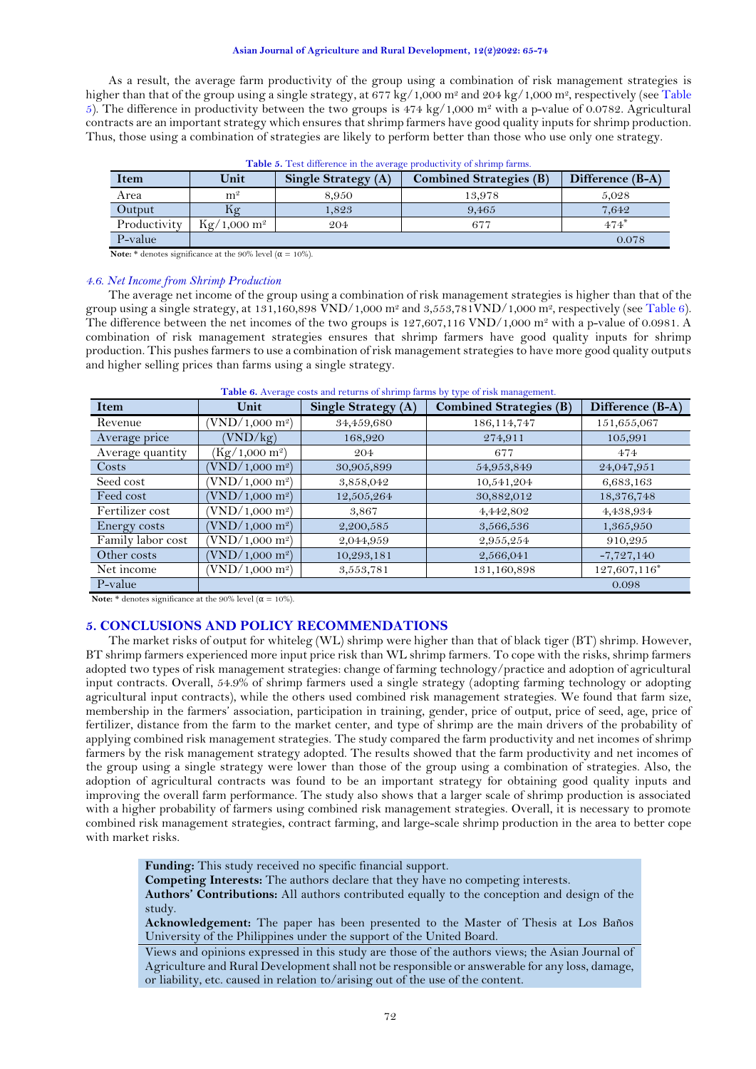As a result, the average farm productivity of the group using a combination of risk management strategies is higher than that of the group using a single strategy, at 677 kg/1,000 m² and 204 kg/1,000 m², respectively (see Table 5). The difference in productivity between the two groups is 474 kg/1,000 m² with a p-value of 0.0782. Agricultural contracts are an important strategy which ensures that shrimp farmers have good quality inputs for shrimp production. Thus, those using a combination of strategies are likely to perform better than those who use only one strategy.

**Table 5.** Test difference in the average productivity of shrimp farms.

| Item | Unit | Single Strategy (A) | Combined Strategies (B) | Difference (B-A) |
|---|---|---|---|---|
| Area | m² | 8,950 | 13,978 | 5,028 |
| Output | Kg | 1,823 | 9,465 | 7,642 |
| Productivity | Kg/1,000 m² | 204 | 677 | 474* |
| P-value | | | | 0.078 |

**Note:** * denotes significance at the 90% level ($\alpha$ = 10%).

### *4.6. Net Income from Shrimp Production*

The average net income of the group using a combination of risk management strategies is higher than that of the group using a single strategy, at 131,160,898 VND/1,000 m² and 3,553,781VND/1,000 m², respectively (see Table 6). The difference between the net incomes of the two groups is 127,607,116 VND/1,000 m² with a p-value of 0.0981. A combination of risk management strategies ensures that shrimp farmers have good quality inputs for shrimp production. This pushes farmers to use a combination of risk management strategies to have more good quality outputs and higher selling prices than farms using a single strategy.

**Table 6.** Average costs and returns of shrimp farms by type of risk management.

| Item | Unit | Single Strategy (A) | Combined Strategies (B) | Difference (B-A) |
|---|---|---|---|---|
| Revenue | (VND/1,000 m²) | 34,459,680 | 186,114,747 | 151,655,067 |
| Average price | (VND/kg) | 168,920 | 274,911 | 105,991 |
| Average quantity | (Kg/1,000 m²) | 204 | 677 | 474 |
| Costs | (VND/1,000 m²) | 30,905,899 | 54,953,849 | 24,047,951 |
| Seed cost | (VND/1,000 m²) | 3,858,042 | 10,541,204 | 6,683,163 |
| Feed cost | (VND/1,000 m²) | 12,505,264 | 30,882,012 | 18,376,748 |
| Fertilizer cost | (VND/1,000 m²) | 3,867 | 4,442,802 | 4,438,934 |
| Energy costs | (VND/1,000 m²) | 2,200,585 | 3,566,536 | 1,365,950 |
| Family labor cost | (VND/1,000 m²) | 2,044,959 | 2,955,254 | 910,295 |
| Other costs | (VND/1,000 m²) | 10,293,181 | 2,566,041 | -7,727,140 |
| Net income | (VND/1,000 m²) | 3,553,781 | 131,160,898 | 127,607,116* |
| P-value | | | | 0.098 |

**Note:** * denotes significance at the 90% level ($\alpha$ = 10%).

## 5. CONCLUSIONS AND POLICY RECOMMENDATIONS

The market risks of output for whiteleg (WL) shrimp were higher than that of black tiger (BT) shrimp. However, BT shrimp farmers experienced more input price risk than WL shrimp farmers. To cope with the risks, shrimp farmers adopted two types of risk management strategies: change of farming technology/practice and adoption of agricultural input contracts. Overall, 54.9% of shrimp farmers used a single strategy (adopting farming technology or adopting agricultural input contracts), while the others used combined risk management strategies. We found that farm size, membership in the farmers' association, participation in training, gender, price of output, price of seed, age, price of fertilizer, distance from the farm to the market center, and type of shrimp are the main drivers of the probability of applying combined risk management strategies. The study compared the farm productivity and net incomes of shrimp farmers by the risk management strategy adopted. The results showed that the farm productivity and net incomes of the group using a single strategy were lower than those of the group using a combination of strategies. Also, the adoption of agricultural contracts was found to be an important strategy for obtaining good quality inputs and improving the overall farm performance. The study also shows that a larger scale of shrimp production is associated with a higher probability of farmers using combined risk management strategies. Overall, it is necessary to promote combined risk management strategies, contract farming, and large-scale shrimp production in the area to better cope with market risks.

**Funding:** This study received no specific financial support.
**Competing Interests:** The authors declare that they have no competing interests.
**Authors' Contributions:** All authors contributed equally to the conception and design of the study.
**Acknowledgement:** The paper has been presented to the Master of Thesis at Los Baños University of the Philippines under the support of the United Board.

Views and opinions expressed in this study are those of the authors views; the Asian Journal of Agriculture and Rural Development shall not be responsible or answerable for any loss, damage, or liability, etc. caused in relation to/arising out of the use of the content.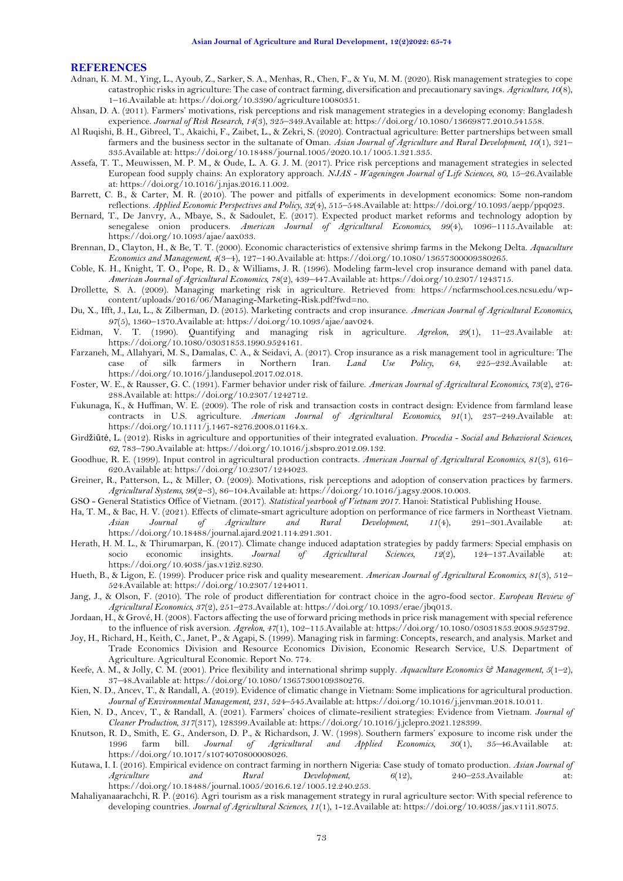## REFERENCES

Adnan, K. M. M., Ying, L., Ayoub, Z., Sarker, S. A., Menhas, R., Chen, F., & Yu, M. M. (2020). Risk management strategies to cope catastrophic risks in agriculture: The case of contract farming, diversification and precautionary savings. *Agriculture, 10*(8), 1–16.Available at: https://doi.org/10.3390/agriculture10080351.

Ahsan, D. A. (2011). Farmers' motivations, risk perceptions and risk management strategies in a developing economy: Bangladesh experience. *Journal of Risk Research, 14*(3), 325–349.Available at: https://doi.org/10.1080/13669877.2010.541558.

Al Ruqishi, B. H., Gibreel, T., Akaichi, F., Zaibet, L., & Zekri, S. (2020). Contractual agriculture: Better partnerships between small farmers and the business sector in the sultanate of Oman. *Asian Journal of Agriculture and Rural Development, 10*(1), 321–335.Available at: https://doi.org/10.18488/journal.1005/2020.10.1/1005.1.321.335.

Assefa, T. T., Meuwissen, M. P. M., & Oude, L. A. G. J. M. (2017). Price risk perceptions and management strategies in selected European food supply chains: An exploratory approach. *NJAS - Wageningen Journal of Life Sciences, 80*, 15–26.Available at: https://doi.org/10.1016/j.njas.2016.11.002.

Barrett, C. B., & Carter, M. R. (2010). The power and pitfalls of experiments in development economics: Some non-random reflections. *Applied Economic Perspectives and Policy, 32*(4), 515–548.Available at: https://doi.org/10.1093/aepp/ppq023.

Bernard, T., De Janvry, A., Mbaye, S., & Sadoulet, E. (2017). Expected product market reforms and technology adoption by senegalese onion producers. *American Journal of Agricultural Economics, 99*(4), 1096–1115.Available at: https://doi.org/10.1093/ajae/aax033.

Brennan, D., Clayton, H., & Be, T. T. (2000). Economic characteristics of extensive shrimp farms in the Mekong Delta. *Aquaculture Economics and Management, 4*(3–4), 127–140.Available at: https://doi.org/10.1080/13657300009380265.

Coble, K. H., Knight, T. O., Pope, R. D., & Williams, J. R. (1996). Modeling farm-level crop insurance demand with panel data. *American Journal of Agricultural Economics, 78*(2), 439–447.Available at: https://doi.org/10.2307/1243715.

Drollette, S. A. (2009). Managing marketing risk in agriculture. Retrieved from: https://ncfarmschool.ces.ncsu.edu/wp-content/uploads/2016/06/Managing-Marketing-Risk.pdf?fwd=no.

Du, X., Ifft, J., Lu, L., & Zilberman, D. (2015). Marketing contracts and crop insurance. *American Journal of Agricultural Economics, 97*(5), 1360–1370.Available at: https://doi.org/10.1093/ajae/aav024.

Eidman, V. T. (1990). Quantifying and managing risk in agriculture. *Agrekon, 29*(1), 11–23.Available at: https://doi.org/10.1080/03031853.1990.9524161.

Farzaneh, M., Allahyari, M. S., Damalas, C. A., & Seidavi, A. (2017). Crop insurance as a risk management tool in agriculture: The case of silk farmers in Northern Iran. *Land Use Policy, 64*, 225–232.Available at: https://doi.org/10.1016/j.landusepol.2017.02.018.

Foster, W. E., & Rausser, G. C. (1991). Farmer behavior under risk of failure. *American Journal of Agricultural Economics, 73*(2), 276-288.Available at: https://doi.org/10.2307/1242712.

Fukunaga, K., & Huffman, W. E. (2009). The role of risk and transaction costs in contract design: Evidence from farmland lease contracts in U.S. agriculture. *American Journal of Agricultural Economics, 91*(1), 237–249.Available at: https://doi.org/10.1111/j.1467-8276.2008.01164.x.

Girdžiūtė, L. (2012). Risks in agriculture and opportunities of their integrated evaluation. *Procedia - Social and Behavioral Sciences, 62*, 783–790.Available at: https://doi.org/10.1016/j.sbspro.2012.09.132.

Goodhue, R. E. (1999). Input control in agricultural production contracts. *American Journal of Agricultural Economics, 81*(3), 616–620.Available at: https://doi.org/10.2307/1244023.

Greiner, R., Patterson, L., & Miller, O. (2009). Motivations, risk perceptions and adoption of conservation practices by farmers. *Agricultural Systems, 99*(2–3), 86–104.Available at: https://doi.org/10.1016/j.agsy.2008.10.003.

GSO - General Statistics Office of Vietnam. (2017). *Statistical yearbook of Vietnam 2017*. Hanoi: Statistical Publishing House.

Ha, T. M., & Bac, H. V. (2021). Effects of climate-smart agriculture adoption on performance of rice farmers in Northeast Vietnam. *Asian Journal of Agriculture and Rural Development, 11*(4), 291–301.Available at: https://doi.org/10.18488/journal.ajard.2021.114.291.301.

Herath, H. M. L., & Thirumarpan, K. (2017). Climate change induced adaptation strategies by paddy farmers: Special emphasis on socio economic insights. *Journal of Agricultural Sciences, 12*(2), 124–137.Available at: https://doi.org/10.4038/jas.v12i2.8230.

Hueth, B., & Ligon, E. (1999). Producer price risk and quality meseearement. *American Journal of Agricultural Economics, 81*(3), 512–524.Available at: https://doi.org/10.2307/1244011.

Jang, J., & Olson, F. (2010). The role of product differentiation for contract choice in the agro-food sector. *European Review of Agricultural Economics, 37*(2), 251–273.Available at: https://doi.org/10.1093/erae/jbq013.

Jordaan, H., & Grové, H. (2008). Factors affecting the use of forward pricing methods in price risk management with special reference to the influence of risk aversion. *Agrekon, 47*(1), 102–115.Available at: https://doi.org/10.1080/03031853.2008.9523792.

Joy, H., Richard, H., Keith, C., Janet, P., & Agapi, S. (1999). Managing risk in farming: Concepts, research, and analysis. Market and Trade Economics Division and Resource Economics Division, Economic Research Service, U.S. Department of Agriculture. Agricultural Economic. Report No. 774.

Keefe, A. M., & Jolly, C. M. (2001). Price flexibility and international shrimp supply. *Aquaculture Economics & Management, 5*(1–2), 37–48.Available at: https://doi.org/10.1080/13657300109380276.

Kien, N. D., Ancev, T., & Randall, A. (2019). Evidence of climatic change in Vietnam: Some implications for agricultural production. *Journal of Environmental Management, 231*, 524–545.Available at: https://doi.org/10.1016/j.jenvman.2018.10.011.

Kien, N. D., Ancev, T., & Randall, A. (2021). Farmers' choices of climate-resilient strategies: Evidence from Vietnam. *Journal of Cleaner Production, 317*(317), 128399.Available at: https://doi.org/10.1016/j.jclepro.2021.128399.

Knutson, R. D., Smith, E. G., Anderson, D. P., & Richardson, J. W. (1998). Southern farmers' exposure to income risk under the 1996 farm bill. *Journal of Agricultural and Applied Economics, 30*(1), 35–46.Available at: https://doi.org/10.1017/s1074070800008026.

Kutawa, I. I. (2016). Empirical evidence on contract farming in northern Nigeria: Case study of tomato production. *Asian Journal of Agriculture and Rural Development, 6*(12), 240–253.Available at: https://doi.org/10.18488/journal.1005/2016.6.12/1005.12.240.253.

Mahaliyanaarachchi, R. P. (2016). Agri tourism as a risk management strategy in rural agriculture sector: With special reference to developing countries. *Journal of Agricultural Sciences, 11*(1), 1-12.Available at: https://doi.org/10.4038/jas.v11i1.8075.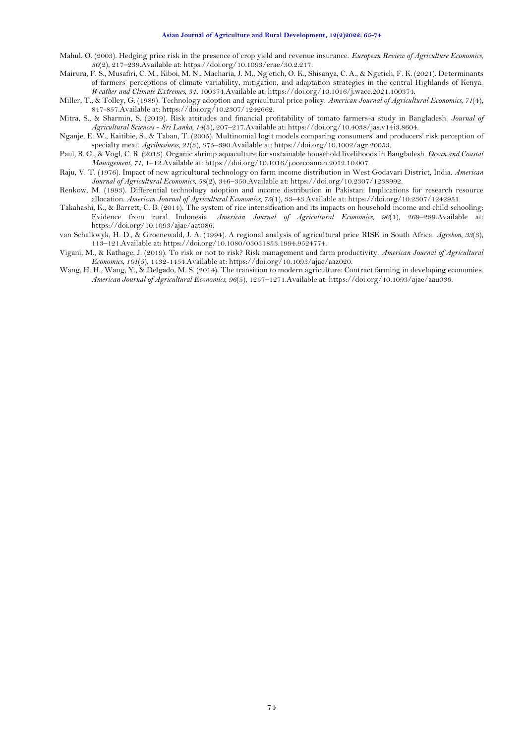Mahul, O. (2003). Hedging price risk in the presence of crop yield and revenue insurance. *European Review of Agriculture Economics, 30*(2), 217–239.Available at: https://doi.org/10.1093/erae/30.2.217.

Mairura, F. S., Musafiri, C. M., Kiboi, M. N., Macharia, J. M., Ng'etich, O. K., Shisanya, C. A., & Ngetich, F. K. (2021). Determinants of farmers' perceptions of climate variability, mitigation, and adaptation strategies in the central Highlands of Kenya. *Weather and Climate Extremes, 34*, 100374.Available at: https://doi.org/10.1016/j.wace.2021.100374.

Miller, T., & Tolley, G. (1989). Technology adoption and agricultural price policy. *American Journal of Agricultural Economics, 71*(4), 847-857.Available at: https://doi.org/10.2307/1242662.

Mitra, S., & Sharmin, S. (2019). Risk attitudes and financial profitability of tomato farmers-a study in Bangladesh. *Journal of Agricultural Sciences - Sri Lanka, 14*(3), 207–217.Available at: https://doi.org/10.4038/jas.v14i3.8604.

Nganje, E. W., Kaitibie, S., & Taban, T. (2005). Multinomial logit models comparing consumers' and producers' risk perception of specialty meat. *Agribusiness, 21*(3), 375–390.Available at: https://doi.org/10.1002/agr.20053.

Paul, B. G., & Vogl, C. R. (2013). Organic shrimp aquaculture for sustainable household livelihoods in Bangladesh. *Ocean and Coastal Management, 71*, 1–12.Available at: https://doi.org/10.1016/j.ocecoaman.2012.10.007.

Raju, V. T. (1976). Impact of new agricultural technology on farm income distribution in West Godavari District, India. *American Journal of Agricultural Economics, 58*(2), 346–350.Available at: https://doi.org/10.2307/1238992.

Renkow, M. (1993). Differential technology adoption and income distribution in Pakistan: Implications for research resource allocation. *American Journal of Agricultural Economics, 75*(1), 33–43.Available at: https://doi.org/10.2307/1242951.

Takahashi, K., & Barrett, C. B. (2014). The system of rice intensification and its impacts on household income and child schooling: Evidence from rural Indonesia. *American Journal of Agricultural Economics, 96*(1), 269–289.Available at: https://doi.org/10.1093/ajae/aat086.

van Schalkwyk, H. D., & Groenewald, J. A. (1994). A regional analysis of agricultural price RISK in South Africa. *Agrekon, 33*(3), 113–121.Available at: https://doi.org/10.1080/03031853.1994.9524774.

Vigani, M., & Kathage, J. (2019). To risk or not to risk? Risk management and farm productivity. *American Journal of Agricultural Economics, 101*(5), 1432-1454.Available at: https://doi.org/10.1093/ajae/aaz020.

Wang, H. H., Wang, Y., & Delgado, M. S. (2014). The transition to modern agriculture: Contract farming in developing economies. *American Journal of Agricultural Economics, 96*(5), 1257–1271.Available at: https://doi.org/10.1093/ajae/aau036.